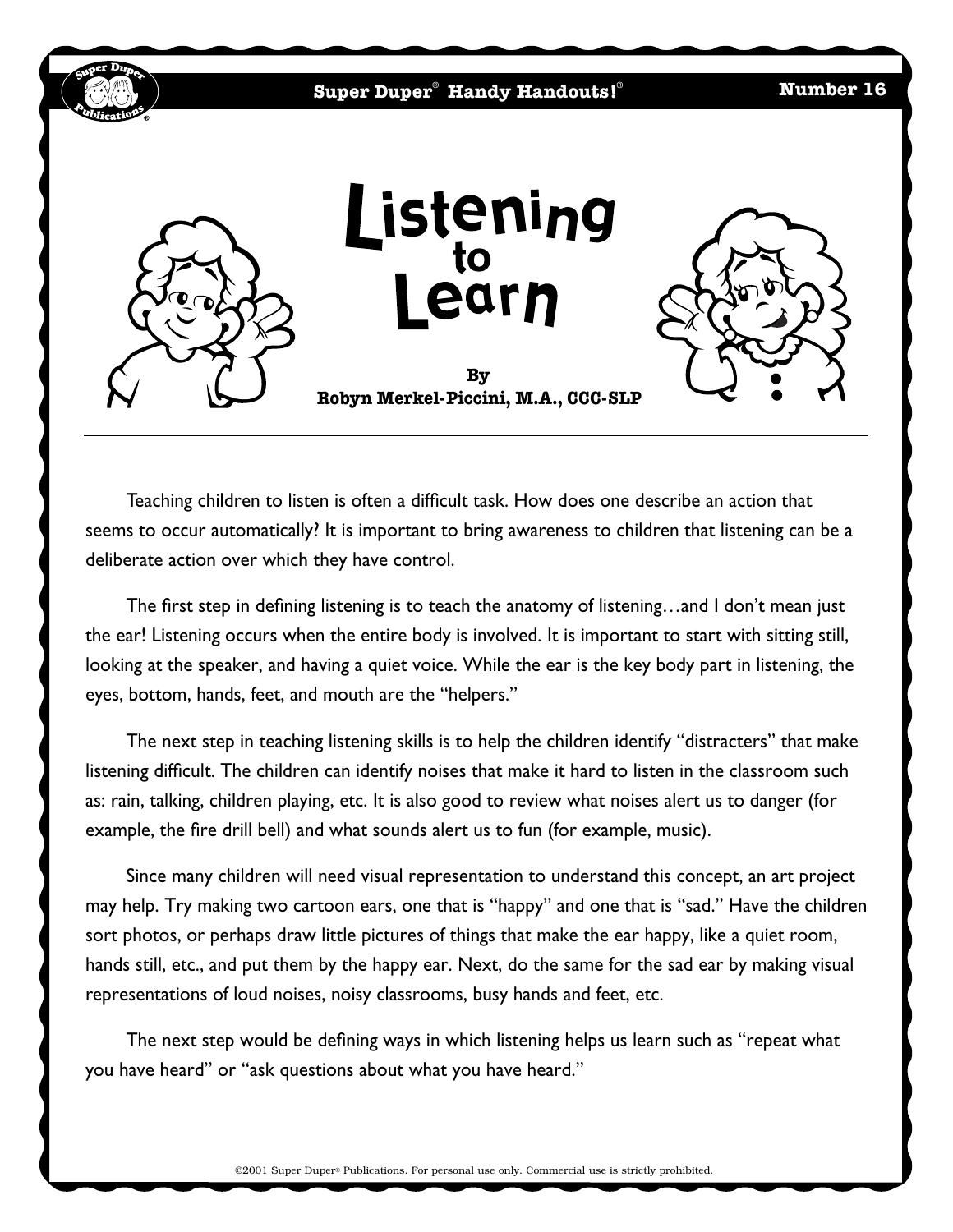# Listening to Learn

**By**
**Robyn Merkel-Piccini, M.A., CCC-SLP**

Teaching children to listen is often a difficult task. How does one describe an action that seems to occur automatically? It is important to bring awareness to children that listening can be a deliberate action over which they have control.

The first step in defining listening is to teach the anatomy of listening…and I don't mean just the ear! Listening occurs when the entire body is involved. It is important to start with sitting still, looking at the speaker, and having a quiet voice. While the ear is the key body part in listening, the eyes, bottom, hands, feet, and mouth are the "helpers."

The next step in teaching listening skills is to help the children identify "distracters" that make listening difficult. The children can identify noises that make it hard to listen in the classroom such as: rain, talking, children playing, etc. It is also good to review what noises alert us to danger (for example, the fire drill bell) and what sounds alert us to fun (for example, music).

Since many children will need visual representation to understand this concept, an art project may help. Try making two cartoon ears, one that is "happy" and one that is "sad." Have the children sort photos, or perhaps draw little pictures of things that make the ear happy, like a quiet room, hands still, etc., and put them by the happy ear. Next, do the same for the sad ear by making visual representations of loud noises, noisy classrooms, busy hands and feet, etc.

The next step would be defining ways in which listening helps us learn such as "repeat what you have heard" or "ask questions about what you have heard."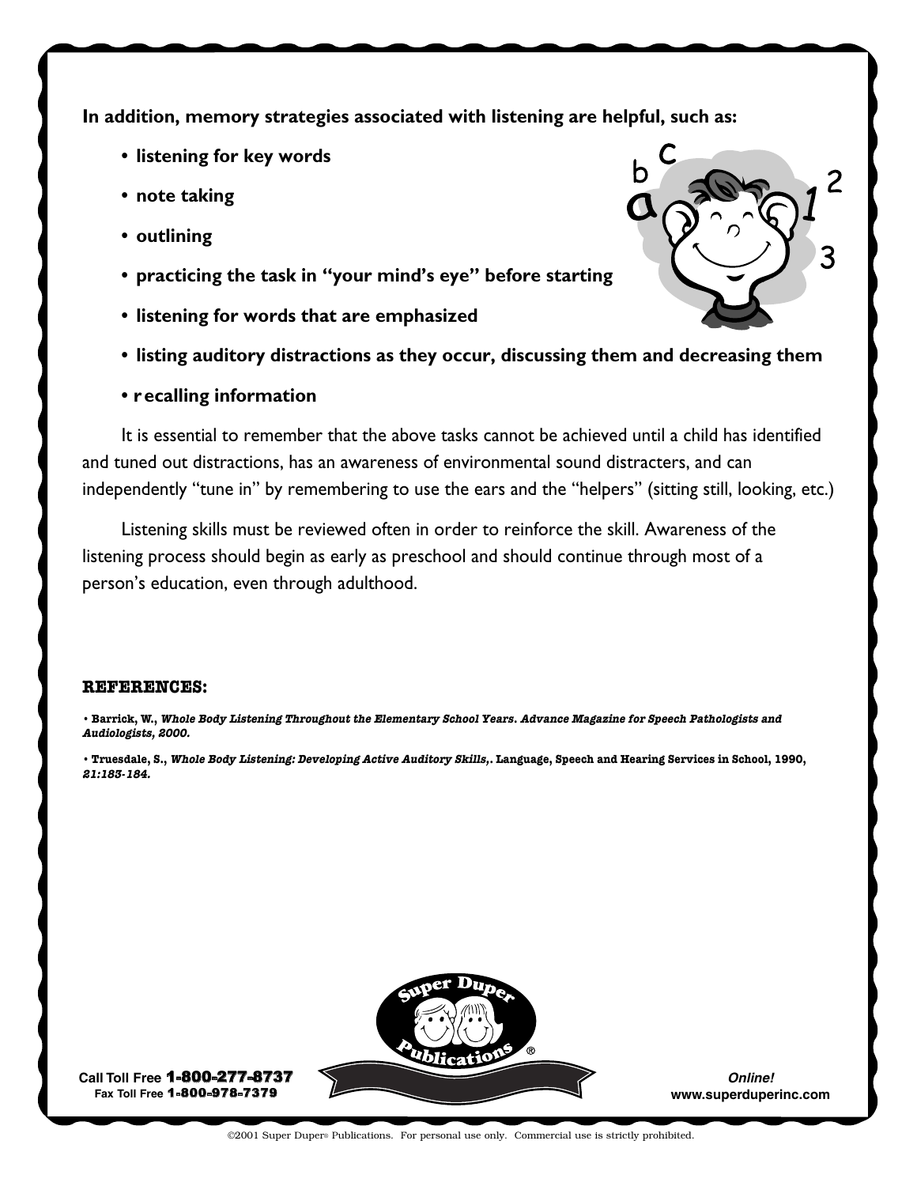**In addition, memory strategies associated with listening are helpful, such as:**

- **listening for key words**
- **note taking**
- **outlining**
- **practicing the task in "your mind's eye" before starting**
- **listening for words that are emphasized**
- **listing auditory distractions as they occur, discussing them and decreasing them**
- **recalling information**

It is essential to remember that the above tasks cannot be achieved until a child has identified and tuned out distractions, has an awareness of environmental sound distracters, and can independently "tune in" by remembering to use the ears and the "helpers" (sitting still, looking, etc.)

Listening skills must be reviewed often in order to reinforce the skill. Awareness of the listening process should begin as early as preschool and should continue through most of a person's education, even through adulthood.

**REFERENCES:**

- **Barrick, W.,** ***Whole Body Listening Throughout the Elementary School Years. Advance Magazine for Speech Pathologists and Audiologists, 2000.***
- **Truesdale, S.,** ***Whole Body Listening: Developing Active Auditory Skills,*****. Language, Speech and Hearing Services in School, 1990,** ***21:183-184.***

Call Toll Free **1-800-277-8737**
Fax Toll Free **1-800-978-7379**

*Online!*
**www.superduperinc.com**

©2001 Super Duper® Publications. For personal use only. Commercial use is strictly prohibited.